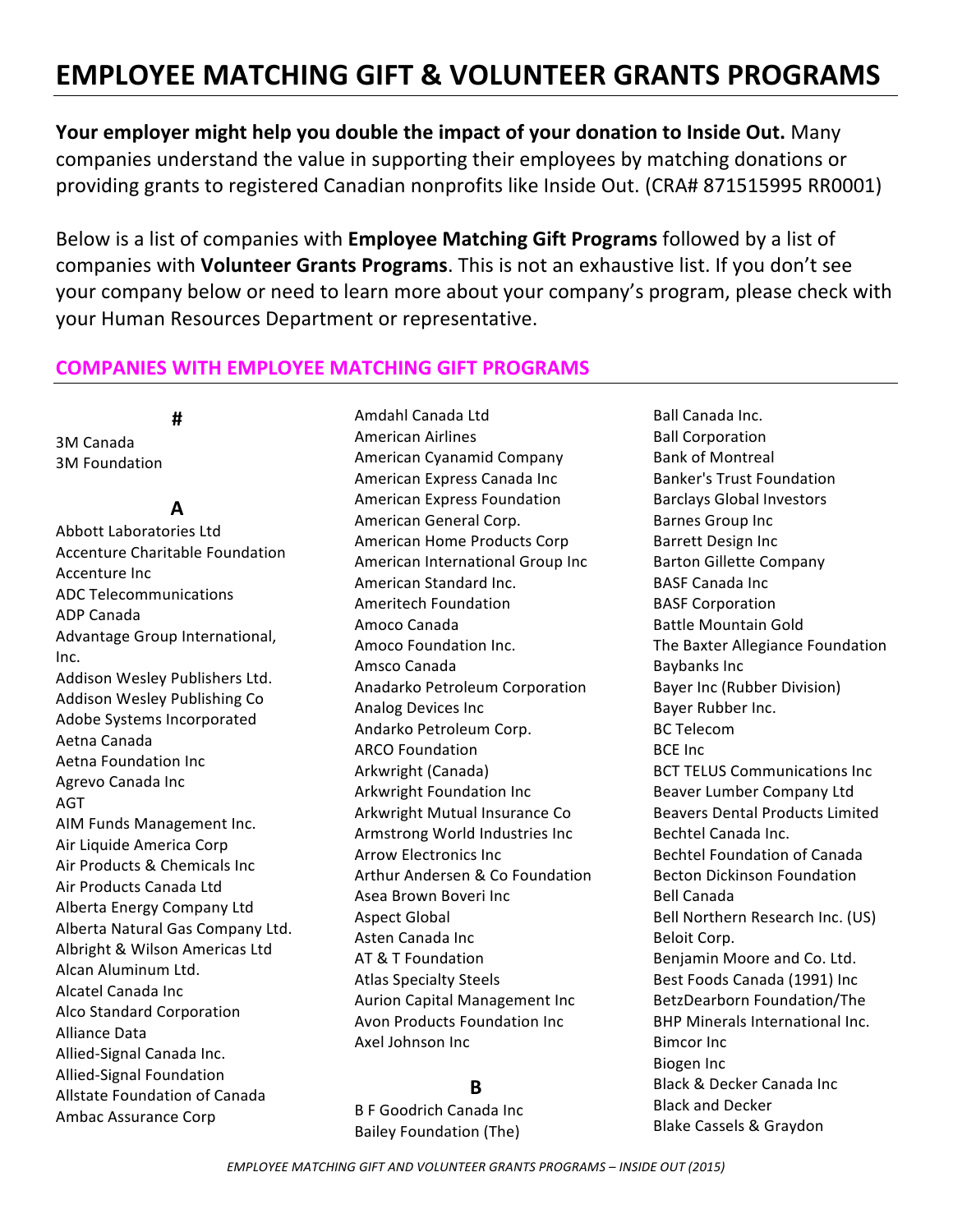# EMPLOYEE MATCHING GIFT & VOLUNTEER GRANTS PROGRAMS

**Your employer might help you double the impact of your donation to Inside Out.** Many companies understand the value in supporting their employees by matching donations or providing grants to registered Canadian nonprofits like Inside Out. (CRA# 871515995 RR0001)

Below is a list of companies with **Employee Matching Gift Programs** followed by a list of companies with **Volunteer Grants Programs**. This is not an exhaustive list. If you don't see your company below or need to learn more about your company's program, please check with your Human Resources Department or representative.

## COMPANIES WITH EMPLOYEE MATCHING GIFT PROGRAMS

### #

3M Canada
3M Foundation

### A

Abbott Laboratories Ltd
Accenture Charitable Foundation
Accenture Inc
ADC Telecommunications
ADP Canada
Advantage Group International, Inc.
Addison Wesley Publishers Ltd.
Addison Wesley Publishing Co
Adobe Systems Incorporated
Aetna Canada
Aetna Foundation Inc
Agrevo Canada Inc
AGT
AIM Funds Management Inc.
Air Liquide America Corp
Air Products & Chemicals Inc
Air Products Canada Ltd
Alberta Energy Company Ltd
Alberta Natural Gas Company Ltd.
Albright & Wilson Americas Ltd
Alcan Aluminum Ltd.
Alcatel Canada Inc
Alco Standard Corporation
Alliance Data
Allied-Signal Canada Inc.
Allied-Signal Foundation
Allstate Foundation of Canada
Ambac Assurance Corp
Amdahl Canada Ltd
American Airlines
American Cyanamid Company
American Express Canada Inc
American Express Foundation
American General Corp.
American Home Products Corp
American International Group Inc
American Standard Inc.
Ameritech Foundation
Amoco Canada
Amoco Foundation Inc.
Amsco Canada
Anadarko Petroleum Corporation
Analog Devices Inc
Andarko Petroleum Corp.
ARCO Foundation
Arkwright (Canada)
Arkwright Foundation Inc
Arkwright Mutual Insurance Co
Armstrong World Industries Inc
Arrow Electronics Inc
Arthur Andersen & Co Foundation
Asea Brown Boveri Inc
Aspect Global
Asten Canada Inc
AT & T Foundation
Atlas Specialty Steels
Aurion Capital Management Inc
Avon Products Foundation Inc
Axel Johnson Inc

### B

B F Goodrich Canada Inc
Bailey Foundation (The)
Ball Canada Inc.
Ball Corporation
Bank of Montreal
Banker's Trust Foundation
Barclays Global Investors
Barnes Group Inc
Barrett Design Inc
Barton Gillette Company
BASF Canada Inc
BASF Corporation
Battle Mountain Gold
The Baxter Allegiance Foundation
Baybanks Inc
Bayer Inc (Rubber Division)
Bayer Rubber Inc.
BC Telecom
BCE Inc
BCT TELUS Communications Inc
Beaver Lumber Company Ltd
Beavers Dental Products Limited
Bechtel Canada Inc.
Bechtel Foundation of Canada
Becton Dickinson Foundation
Bell Canada
Bell Northern Research Inc. (US)
Beloit Corp.
Benjamin Moore and Co. Ltd.
Best Foods Canada (1991) Inc
BetzDearborn Foundation/The
BHP Minerals International Inc.
Bimcor Inc
Biogen Inc
Black & Decker Canada Inc
Black and Decker
Blake Cassels & Graydon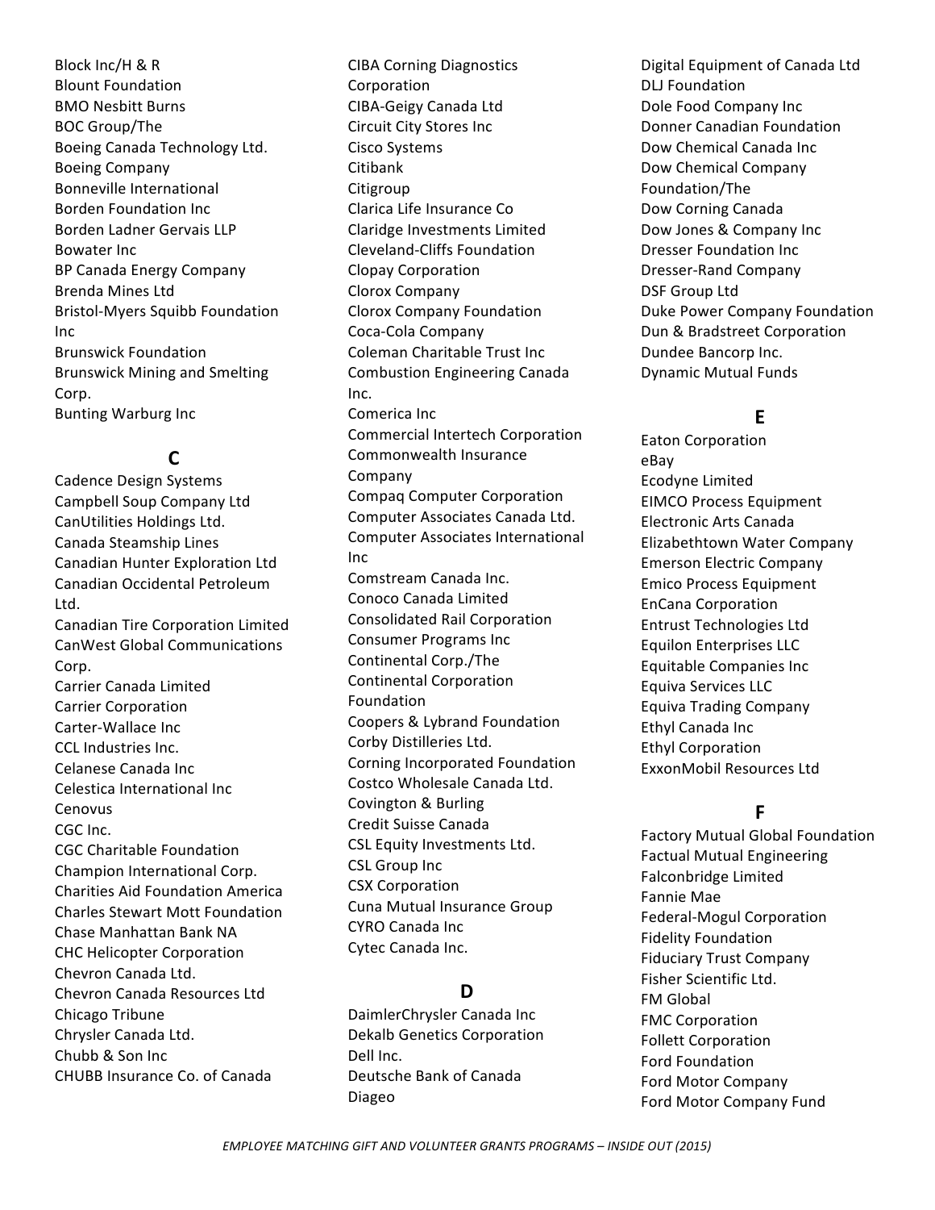Block Inc/H & R
Blount Foundation
BMO Nesbitt Burns
BOC Group/The
Boeing Canada Technology Ltd.
Boeing Company
Bonneville International
Borden Foundation Inc
Borden Ladner Gervais LLP
Bowater Inc
BP Canada Energy Company
Brenda Mines Ltd
Bristol-Myers Squibb Foundation Inc
Brunswick Foundation
Brunswick Mining and Smelting Corp.
Bunting Warburg Inc

## C

Cadence Design Systems
Campbell Soup Company Ltd
CanUtilities Holdings Ltd.
Canada Steamship Lines
Canadian Hunter Exploration Ltd
Canadian Occidental Petroleum Ltd.
Canadian Tire Corporation Limited
CanWest Global Communications Corp.
Carrier Canada Limited
Carrier Corporation
Carter-Wallace Inc
CCL Industries Inc.
Celanese Canada Inc
Celestica International Inc
Cenovus
CGC Inc.
CGC Charitable Foundation
Champion International Corp.
Charities Aid Foundation America
Charles Stewart Mott Foundation
Chase Manhattan Bank NA
CHC Helicopter Corporation
Chevron Canada Ltd.
Chevron Canada Resources Ltd
Chicago Tribune
Chrysler Canada Ltd.
Chubb & Son Inc
CHUBB Insurance Co. of Canada
CIBA Corning Diagnostics Corporation
CIBA-Geigy Canada Ltd
Circuit City Stores Inc
Cisco Systems
Citibank
Citigroup
Clarica Life Insurance Co
Claridge Investments Limited
Cleveland-Cliffs Foundation
Clopay Corporation
Clorox Company
Clorox Company Foundation
Coca-Cola Company
Coleman Charitable Trust Inc
Combustion Engineering Canada Inc.
Comerica Inc
Commercial Intertech Corporation
Commonwealth Insurance Company
Compaq Computer Corporation
Computer Associates Canada Ltd.
Computer Associates International Inc
Comstream Canada Inc.
Conoco Canada Limited
Consolidated Rail Corporation
Consumer Programs Inc
Continental Corp./The
Continental Corporation Foundation
Coopers & Lybrand Foundation
Corby Distilleries Ltd.
Corning Incorporated Foundation
Costco Wholesale Canada Ltd.
Covington & Burling
Credit Suisse Canada
CSL Equity Investments Ltd.
CSL Group Inc
CSX Corporation
Cuna Mutual Insurance Group
CYRO Canada Inc
Cytec Canada Inc.

## D

DaimlerChrysler Canada Inc
Dekalb Genetics Corporation
Dell Inc.
Deutsche Bank of Canada
Diageo
Digital Equipment of Canada Ltd
DLJ Foundation
Dole Food Company Inc
Donner Canadian Foundation
Dow Chemical Canada Inc
Dow Chemical Company Foundation/The
Dow Corning Canada
Dow Jones & Company Inc
Dresser Foundation Inc
Dresser-Rand Company
DSF Group Ltd
Duke Power Company Foundation
Dun & Bradstreet Corporation
Dundee Bancorp Inc.
Dynamic Mutual Funds

## E

Eaton Corporation
eBay
Ecodyne Limited
EIMCO Process Equipment
Electronic Arts Canada
Elizabethtown Water Company
Emerson Electric Company
Emico Process Equipment
EnCana Corporation
Entrust Technologies Ltd
Equilon Enterprises LLC
Equitable Companies Inc
Equiva Services LLC
Equiva Trading Company
Ethyl Canada Inc
Ethyl Corporation
ExxonMobil Resources Ltd

## F

Factory Mutual Global Foundation
Factual Mutual Engineering
Falconbridge Limited
Fannie Mae
Federal-Mogul Corporation
Fidelity Foundation
Fiduciary Trust Company
Fisher Scientific Ltd.
FM Global
FMC Corporation
Follett Corporation
Ford Foundation
Ford Motor Company
Ford Motor Company Fund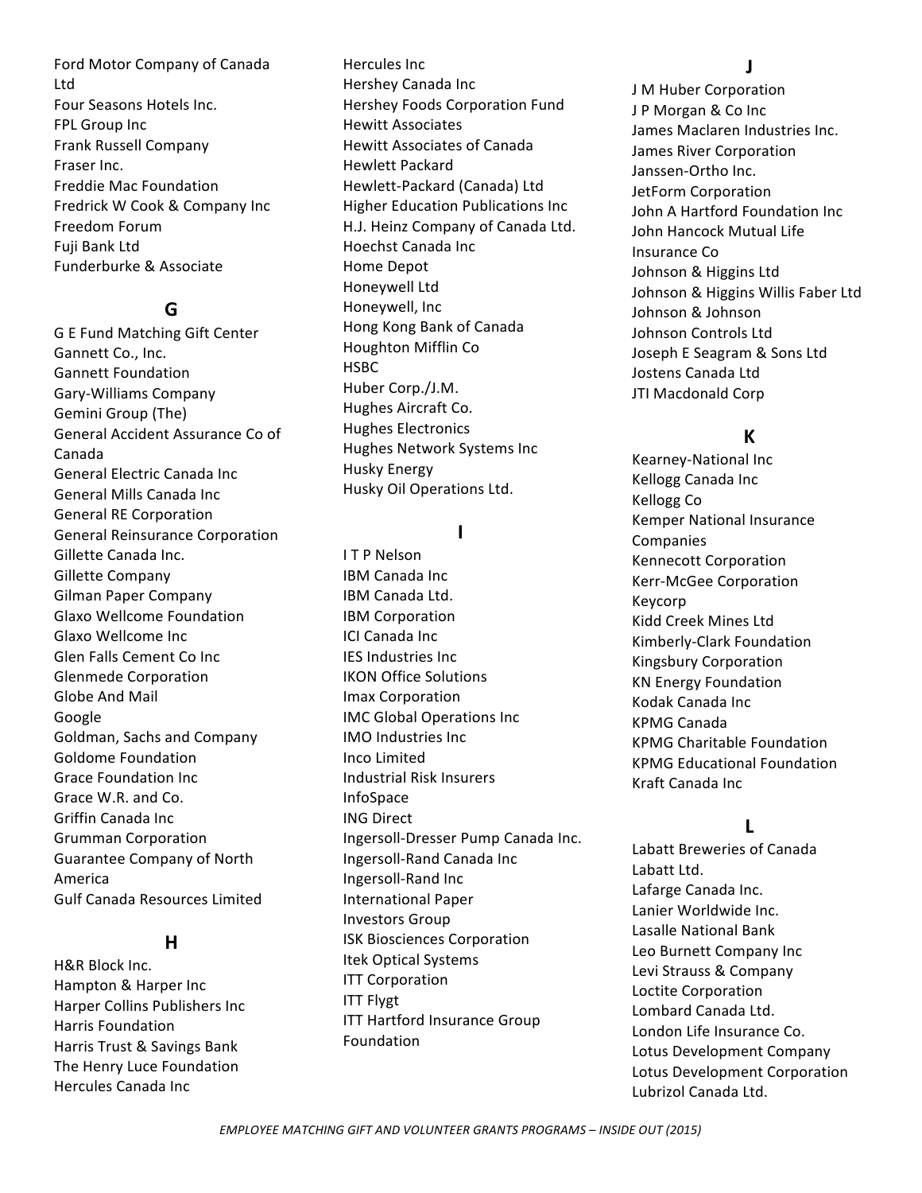Ford Motor Company of Canada Ltd
Four Seasons Hotels Inc.
FPL Group Inc
Frank Russell Company
Fraser Inc.
Freddie Mac Foundation
Fredrick W Cook & Company Inc
Freedom Forum
Fuji Bank Ltd
Funderburke & Associate

## G

G E Fund Matching Gift Center
Gannett Co., Inc.
Gannett Foundation
Gary-Williams Company
Gemini Group (The)
General Accident Assurance Co of Canada
General Electric Canada Inc
General Mills Canada Inc
General RE Corporation
General Reinsurance Corporation
Gillette Canada Inc.
Gillette Company
Gilman Paper Company
Glaxo Wellcome Foundation
Glaxo Wellcome Inc
Glen Falls Cement Co Inc
Glenmede Corporation
Globe And Mail
Google
Goldman, Sachs and Company
Goldome Foundation
Grace Foundation Inc
Grace W.R. and Co.
Griffin Canada Inc
Grumman Corporation
Guarantee Company of North America
Gulf Canada Resources Limited

## H

H&R Block Inc.
Hampton & Harper Inc
Harper Collins Publishers Inc
Harris Foundation
Harris Trust & Savings Bank
The Henry Luce Foundation
Hercules Canada Inc
Hercules Inc
Hershey Canada Inc
Hershey Foods Corporation Fund
Hewitt Associates
Hewitt Associates of Canada
Hewlett Packard
Hewlett-Packard (Canada) Ltd
Higher Education Publications Inc
H.J. Heinz Company of Canada Ltd.
Hoechst Canada Inc
Home Depot
Honeywell Ltd
Honeywell, Inc
Hong Kong Bank of Canada
Houghton Mifflin Co
HSBC
Huber Corp./J.M.
Hughes Aircraft Co.
Hughes Electronics
Hughes Network Systems Inc
Husky Energy
Husky Oil Operations Ltd.

## I

I T P Nelson
IBM Canada Inc
IBM Canada Ltd.
IBM Corporation
ICI Canada Inc
IES Industries Inc
IKON Office Solutions
Imax Corporation
IMC Global Operations Inc
IMO Industries Inc
Inco Limited
Industrial Risk Insurers
InfoSpace
ING Direct
Ingersoll-Dresser Pump Canada Inc.
Ingersoll-Rand Canada Inc
Ingersoll-Rand Inc
International Paper
Investors Group
ISK Biosciences Corporation
Itek Optical Systems
ITT Corporation
ITT Flygt
ITT Hartford Insurance Group Foundation

## J

J M Huber Corporation
J P Morgan & Co Inc
James Maclaren Industries Inc.
James River Corporation
Janssen-Ortho Inc.
JetForm Corporation
John A Hartford Foundation Inc
John Hancock Mutual Life Insurance Co
Johnson & Higgins Ltd
Johnson & Higgins Willis Faber Ltd
Johnson & Johnson
Johnson Controls Ltd
Joseph E Seagram & Sons Ltd
Jostens Canada Ltd
JTI Macdonald Corp

## K

Kearney-National Inc
Kellogg Canada Inc
Kellogg Co
Kemper National Insurance Companies
Kennecott Corporation
Kerr-McGee Corporation
Keycorp
Kidd Creek Mines Ltd
Kimberly-Clark Foundation
Kingsbury Corporation
KN Energy Foundation
Kodak Canada Inc
KPMG Canada
KPMG Charitable Foundation
KPMG Educational Foundation
Kraft Canada Inc

## L

Labatt Breweries of Canada
Labatt Ltd.
Lafarge Canada Inc.
Lanier Worldwide Inc.
Lasalle National Bank
Leo Burnett Company Inc
Levi Strauss & Company
Loctite Corporation
Lombard Canada Ltd.
London Life Insurance Co.
Lotus Development Company
Lotus Development Corporation
Lubrizol Canada Ltd.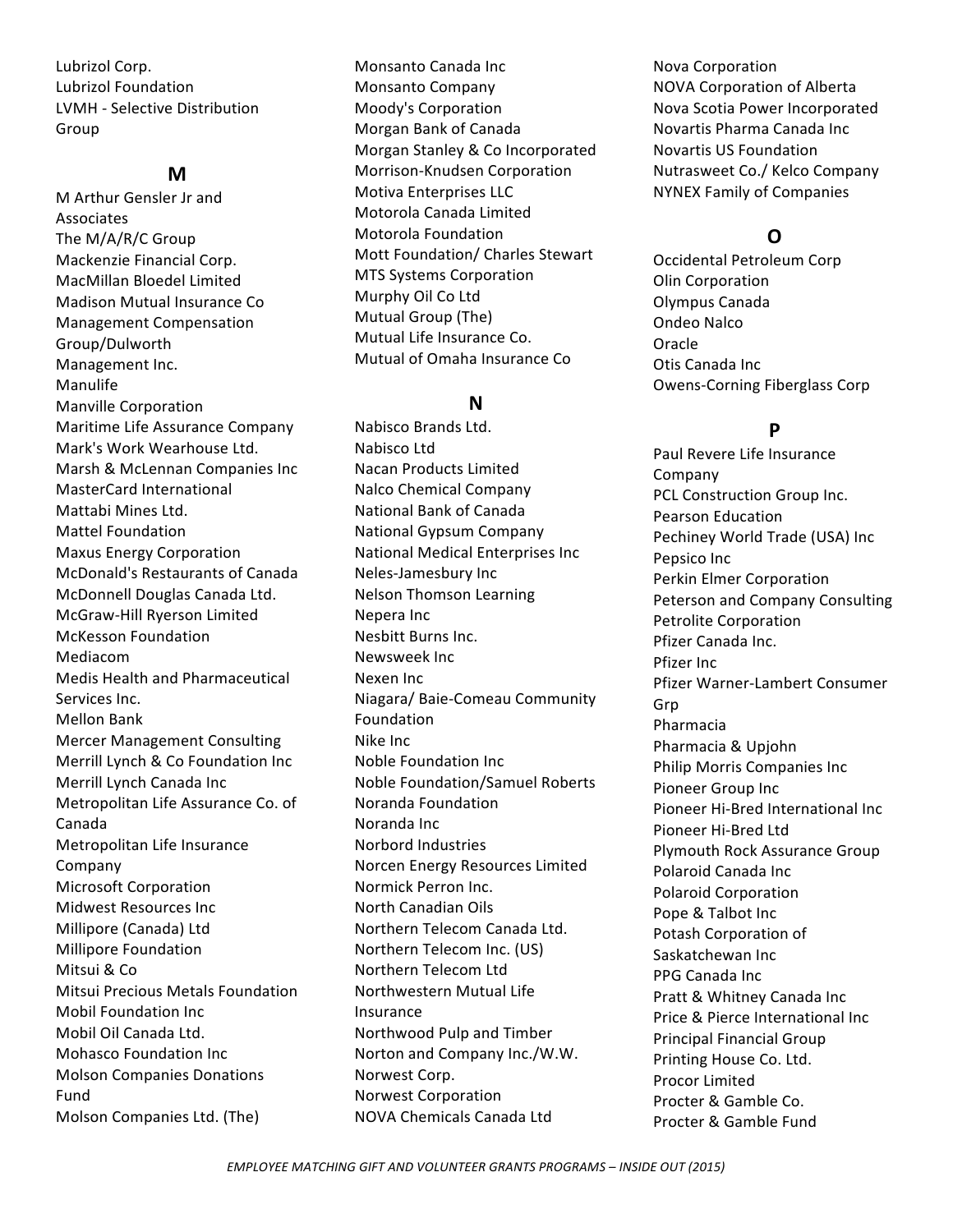Lubrizol Corp.
Lubrizol Foundation
LVMH - Selective Distribution Group

## M

M Arthur Gensler Jr and Associates
The M/A/R/C Group
Mackenzie Financial Corp.
MacMillan Bloedel Limited
Madison Mutual Insurance Co
Management Compensation Group/Dulworth Management Inc.
Manulife
Manville Corporation
Maritime Life Assurance Company
Mark's Work Wearhouse Ltd.
Marsh & McLennan Companies Inc
MasterCard International
Mattabi Mines Ltd.
Mattel Foundation
Maxus Energy Corporation
McDonald's Restaurants of Canada
McDonnell Douglas Canada Ltd.
McGraw-Hill Ryerson Limited
McKesson Foundation
Mediacom
Medis Health and Pharmaceutical Services Inc.
Mellon Bank
Mercer Management Consulting
Merrill Lynch & Co Foundation Inc
Merrill Lynch Canada Inc
Metropolitan Life Assurance Co. of Canada
Metropolitan Life Insurance Company
Microsoft Corporation
Midwest Resources Inc
Millipore (Canada) Ltd
Millipore Foundation
Mitsui & Co
Mitsui Precious Metals Foundation
Mobil Foundation Inc
Mobil Oil Canada Ltd.
Mohasco Foundation Inc
Molson Companies Donations Fund
Molson Companies Ltd. (The)
Monsanto Canada Inc
Monsanto Company
Moody's Corporation
Morgan Bank of Canada
Morgan Stanley & Co Incorporated
Morrison-Knudsen Corporation
Motiva Enterprises LLC
Motorola Canada Limited
Motorola Foundation
Mott Foundation/ Charles Stewart
MTS Systems Corporation
Murphy Oil Co Ltd
Mutual Group (The)
Mutual Life Insurance Co.
Mutual of Omaha Insurance Co

## N

Nabisco Brands Ltd.
Nabisco Ltd
Nacan Products Limited
Nalco Chemical Company
National Bank of Canada
National Gypsum Company
National Medical Enterprises Inc
Neles-Jamesbury Inc
Nelson Thomson Learning
Nepera Inc
Nesbitt Burns Inc.
Newsweek Inc
Nexen Inc
Niagara/ Baie-Comeau Community Foundation
Nike Inc
Noble Foundation Inc
Noble Foundation/Samuel Roberts
Noranda Foundation
Noranda Inc
Norbord Industries
Norcen Energy Resources Limited
Normick Perron Inc.
North Canadian Oils
Northern Telecom Canada Ltd.
Northern Telecom Inc. (US)
Northern Telecom Ltd
Northwestern Mutual Life Insurance
Northwood Pulp and Timber
Norton and Company Inc./W.W.
Norwest Corp.
Norwest Corporation
NOVA Chemicals Canada Ltd
Nova Corporation
NOVA Corporation of Alberta
Nova Scotia Power Incorporated
Novartis Pharma Canada Inc
Novartis US Foundation
Nutrasweet Co./ Kelco Company
NYNEX Family of Companies

## O

Occidental Petroleum Corp
Olin Corporation
Olympus Canada
Ondeo Nalco
Oracle
Otis Canada Inc
Owens-Corning Fiberglass Corp

## P

Paul Revere Life Insurance Company
PCL Construction Group Inc.
Pearson Education
Pechiney World Trade (USA) Inc
Pepsico Inc
Perkin Elmer Corporation
Peterson and Company Consulting
Petrolite Corporation
Pfizer Canada Inc.
Pfizer Inc
Pfizer Warner-Lambert Consumer Grp
Pharmacia
Pharmacia & Upjohn
Philip Morris Companies Inc
Pioneer Group Inc
Pioneer Hi-Bred International Inc
Pioneer Hi-Bred Ltd
Plymouth Rock Assurance Group
Polaroid Canada Inc
Polaroid Corporation
Pope & Talbot Inc
Potash Corporation of Saskatchewan Inc
PPG Canada Inc
Pratt & Whitney Canada Inc
Price & Pierce International Inc
Principal Financial Group
Printing House Co. Ltd.
Procor Limited
Procter & Gamble Co.
Procter & Gamble Fund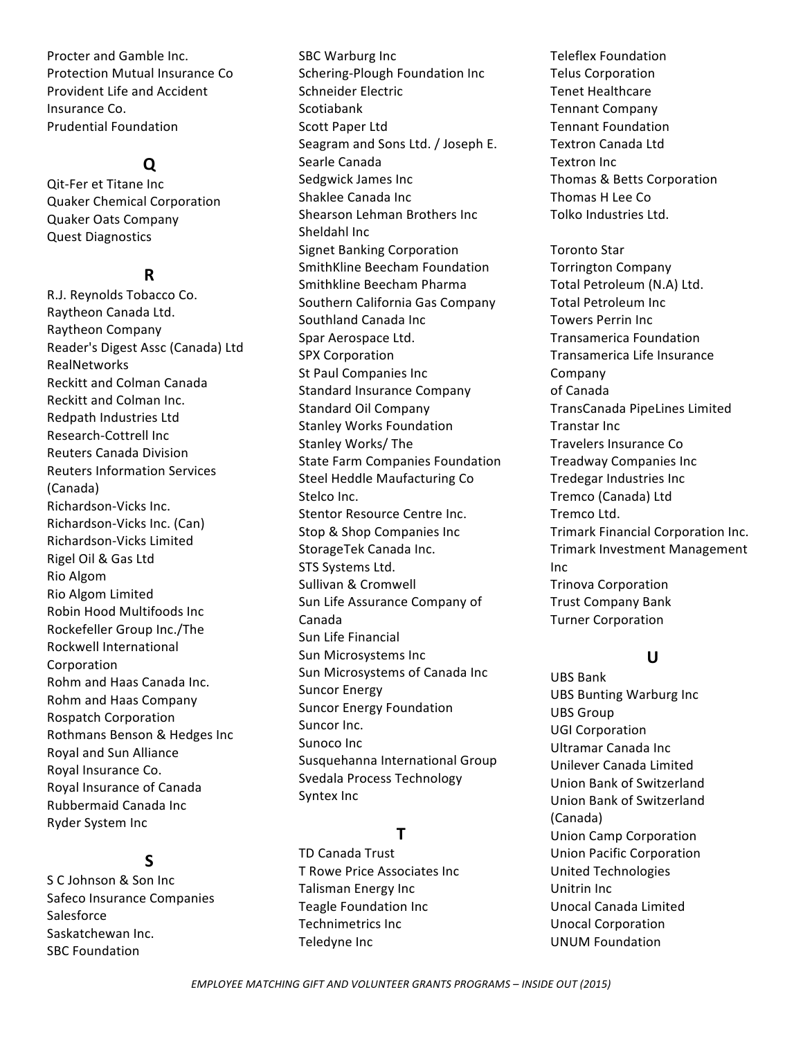Procter and Gamble Inc.
Protection Mutual Insurance Co
Provident Life and Accident Insurance Co.
Prudential Foundation

## Q

Qit-Fer et Titane Inc
Quaker Chemical Corporation
Quaker Oats Company
Quest Diagnostics

## R

R.J. Reynolds Tobacco Co.
Raytheon Canada Ltd.
Raytheon Company
Reader's Digest Assc (Canada) Ltd
RealNetworks
Reckitt and Colman Canada
Reckitt and Colman Inc.
Redpath Industries Ltd
Research-Cottrell Inc
Reuters Canada Division
Reuters Information Services (Canada)
Richardson-Vicks Inc.
Richardson-Vicks Inc. (Can)
Richardson-Vicks Limited
Rigel Oil & Gas Ltd
Rio Algom
Rio Algom Limited
Robin Hood Multifoods Inc
Rockefeller Group Inc./The
Rockwell International Corporation
Rohm and Haas Canada Inc.
Rohm and Haas Company
Rospatch Corporation
Rothmans Benson & Hedges Inc
Royal and Sun Alliance
Royal Insurance Co.
Royal Insurance of Canada
Rubbermaid Canada Inc
Ryder System Inc

## S

S C Johnson & Son Inc
Safeco Insurance Companies
Salesforce
Saskatchewan Inc.
SBC Foundation
SBC Warburg Inc
Schering-Plough Foundation Inc
Schneider Electric
Scotiabank
Scott Paper Ltd
Seagram and Sons Ltd. / Joseph E.
Searle Canada
Sedgwick James Inc
Shaklee Canada Inc
Shearson Lehman Brothers Inc
Sheldahl Inc
Signet Banking Corporation
SmithKline Beecham Foundation
Smithkline Beecham Pharma
Southern California Gas Company
Southland Canada Inc
Spar Aerospace Ltd.
SPX Corporation
St Paul Companies Inc
Standard Insurance Company
Standard Oil Company
Stanley Works Foundation
Stanley Works/ The
State Farm Companies Foundation
Steel Heddle Maufacturing Co
Stelco Inc.
Stentor Resource Centre Inc.
Stop & Shop Companies Inc
StorageTek Canada Inc.
STS Systems Ltd.
Sullivan & Cromwell
Sun Life Assurance Company of Canada
Sun Life Financial
Sun Microsystems Inc
Sun Microsystems of Canada Inc
Suncor Energy
Suncor Energy Foundation
Suncor Inc.
Sunoco Inc
Susquehanna International Group
Svedala Process Technology
Syntex Inc

## T

TD Canada Trust
T Rowe Price Associates Inc
Talisman Energy Inc
Teagle Foundation Inc
Technimetrics Inc
Teledyne Inc
Teleflex Foundation
Telus Corporation
Tenet Healthcare
Tennant Company
Tennant Foundation
Textron Canada Ltd
Textron Inc
Thomas & Betts Corporation
Thomas H Lee Co
Tolko Industries Ltd.

Toronto Star
Torrington Company
Total Petroleum (N.A) Ltd.
Total Petroleum Inc
Towers Perrin Inc
Transamerica Foundation
Transamerica Life Insurance Company of Canada
TransCanada PipeLines Limited
Transtar Inc
Travelers Insurance Co
Treadway Companies Inc
Tredegar Industries Inc
Tremco (Canada) Ltd
Tremco Ltd.
Trimark Financial Corporation Inc.
Trimark Investment Management Inc
Trinova Corporation
Trust Company Bank
Turner Corporation

## U

UBS Bank
UBS Bunting Warburg Inc
UBS Group
UGI Corporation
Ultramar Canada Inc
Unilever Canada Limited
Union Bank of Switzerland
Union Bank of Switzerland (Canada)
Union Camp Corporation
Union Pacific Corporation
United Technologies
Unitrin Inc
Unocal Canada Limited
Unocal Corporation
UNUM Foundation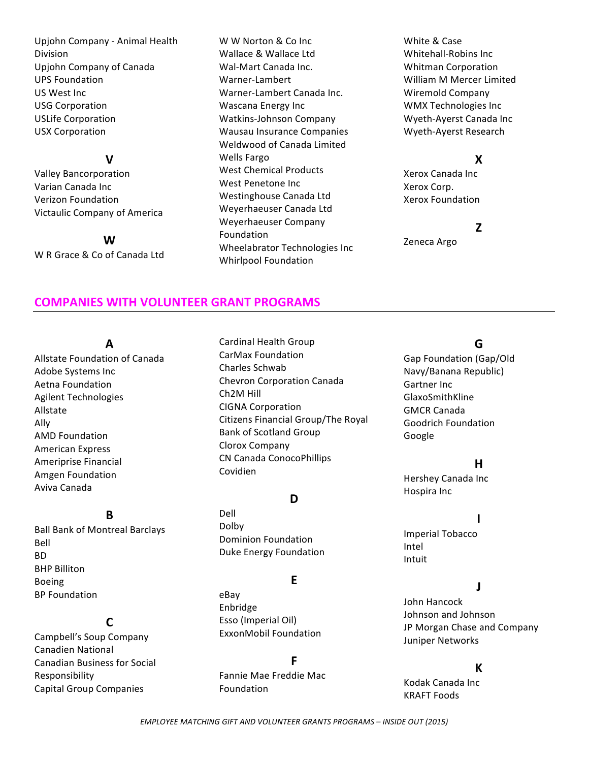Upjohn Company - Animal Health Division
Upjohn Company of Canada
UPS Foundation
US West Inc
USG Corporation
USLife Corporation
USX Corporation

**V**

Valley Bancorporation
Varian Canada Inc
Verizon Foundation
Victaulic Company of America

**W**

W R Grace & Co of Canada Ltd
W W Norton & Co Inc
Wallace & Wallace Ltd
Wal-Mart Canada Inc.
Warner-Lambert
Warner-Lambert Canada Inc.
Wascana Energy Inc
Watkins-Johnson Company
Wausau Insurance Companies
Weldwood of Canada Limited
Wells Fargo
West Chemical Products
West Penetone Inc
Westinghouse Canada Ltd
Weyerhaeuser Canada Ltd
Weyerhaeuser Company Foundation
Wheelabrator Technologies Inc
Whirlpool Foundation
White & Case
Whitehall-Robins Inc
Whitman Corporation
William M Mercer Limited
Wiremold Company
WMX Technologies Inc
Wyeth-Ayerst Canada Inc
Wyeth-Ayerst Research

**X**

Xerox Canada Inc
Xerox Corp.
Xerox Foundation

**Z**

Zeneca Argo

## COMPANIES WITH VOLUNTEER GRANT PROGRAMS

**A**

Allstate Foundation of Canada
Adobe Systems Inc
Aetna Foundation
Agilent Technologies
Allstate
Ally
AMD Foundation
American Express
Ameriprise Financial
Amgen Foundation
Aviva Canada

**B**

Ball Bank of Montreal Barclays
Bell
BD
BHP Billiton
Boeing
BP Foundation

**C**

Campbell's Soup Company
Canadien National
Canadian Business for Social Responsibility
Capital Group Companies
Cardinal Health Group
CarMax Foundation
Charles Schwab
Chevron Corporation Canada
Ch2M Hill
CIGNA Corporation
Citizens Financial Group/The Royal Bank of Scotland Group
Clorox Company
CN Canada ConocoPhillips
Covidien

**D**

Dell
Dolby
Dominion Foundation
Duke Energy Foundation

**E**

eBay
Enbridge
Esso (Imperial Oil)
ExxonMobil Foundation

**F**

Fannie Mae Freddie Mac Foundation

**G**

Gap Foundation (Gap/Old Navy/Banana Republic)
Gartner Inc
GlaxoSmithKline
GMCR Canada
Goodrich Foundation
Google

**H**

Hershey Canada Inc
Hospira Inc

**I**

Imperial Tobacco
Intel
Intuit

**J**

John Hancock
Johnson and Johnson
JP Morgan Chase and Company
Juniper Networks

**K**

Kodak Canada Inc
KRAFT Foods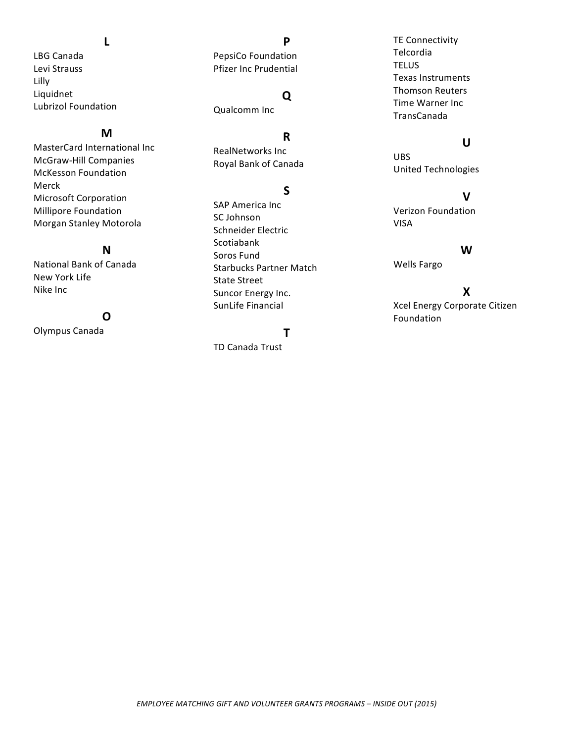## L

LBG Canada
Levi Strauss
Lilly
Liquidnet
Lubrizol Foundation

## M

MasterCard International Inc
McGraw-Hill Companies
McKesson Foundation
Merck
Microsoft Corporation
Millipore Foundation
Morgan Stanley Motorola

## N

National Bank of Canada
New York Life
Nike Inc

## O

Olympus Canada

## P

PepsiCo Foundation
Pfizer Inc Prudential

## Q

Qualcomm Inc

## R

RealNetworks Inc
Royal Bank of Canada

## S

SAP America Inc
SC Johnson
Schneider Electric
Scotiabank
Soros Fund
Starbucks Partner Match
State Street
Suncor Energy Inc.
SunLife Financial

## T

TD Canada Trust
TE Connectivity
Telcordia
TELUS
Texas Instruments
Thomson Reuters
Time Warner Inc
TransCanada

## U

UBS
United Technologies

## V

Verizon Foundation
VISA

## W

Wells Fargo

## X

Xcel Energy Corporate Citizen Foundation